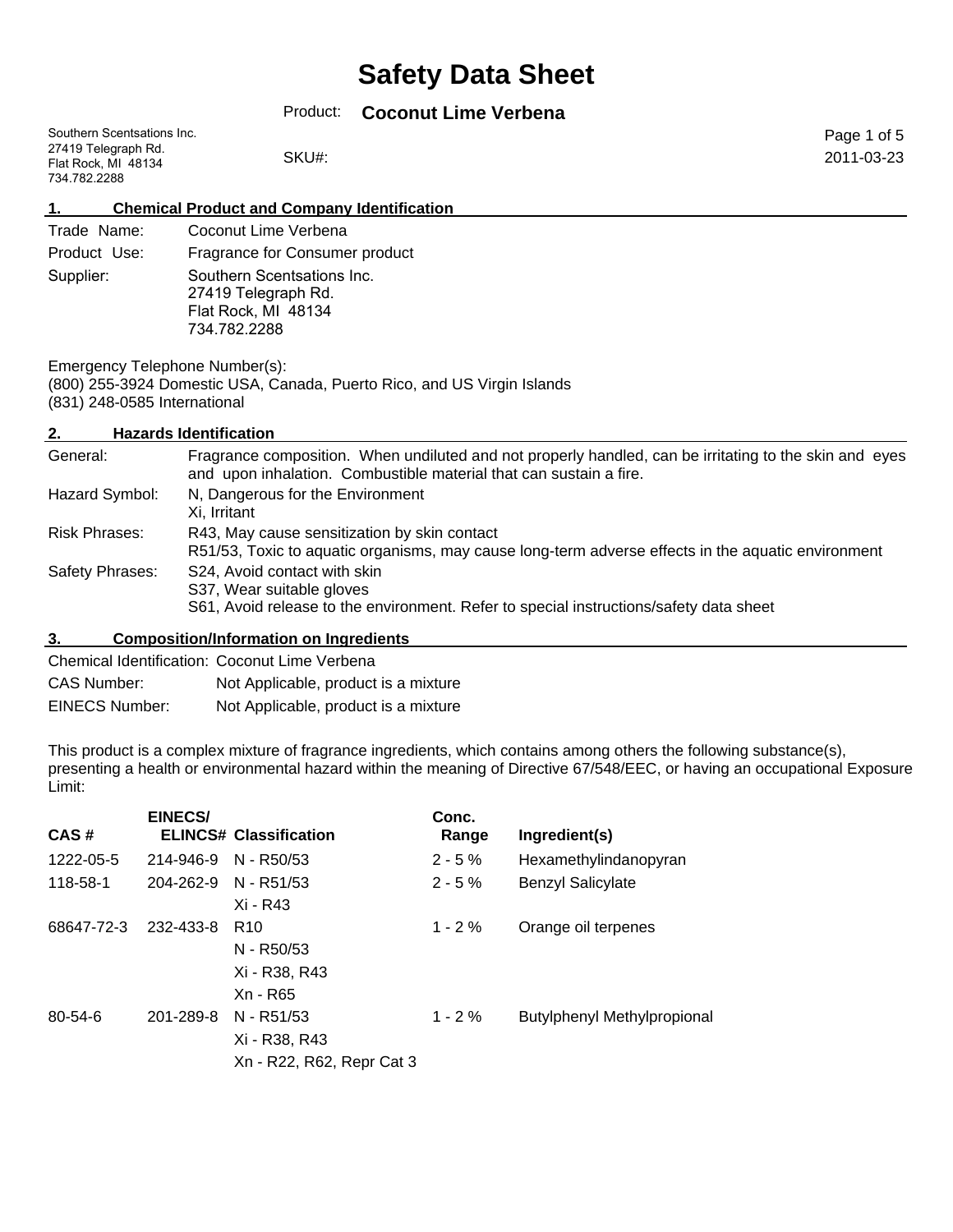# Safety Data Sheet

Product: **Coconut Lime Verbena**

Southern Scentsations Inc.
27419 Telegraph Rd.
Flat Rock, MI 48134
734.782.2288

SKU#:

2011-03-23

## 1. Chemical Product and Company Identification

| | |
|---|---|
| Trade Name: | Coconut Lime Verbena |
| Product Use: | Fragrance for Consumer product |
| Supplier: | Southern Scentsations Inc.<br>27419 Telegraph Rd.<br>Flat Rock, MI 48134<br>734.782.2288 |

Emergency Telephone Number(s):
(800) 255-3924 Domestic USA, Canada, Puerto Rico, and US Virgin Islands
(831) 248-0585 International

## 2. Hazards Identification

| | |
|---|---|
| General: | Fragrance composition. When undiluted and not properly handled, can be irritating to the skin and eyes and upon inhalation. Combustible material that can sustain a fire. |
| Hazard Symbol: | N, Dangerous for the Environment<br>Xi, Irritant |
| Risk Phrases: | R43, May cause sensitization by skin contact<br>R51/53, Toxic to aquatic organisms, may cause long-term adverse effects in the aquatic environment |
| Safety Phrases: | S24, Avoid contact with skin<br>S37, Wear suitable gloves<br>S61, Avoid release to the environment. Refer to special instructions/safety data sheet |

## 3. Composition/Information on Ingredients

| | |
|---|---|
| Chemical Identification: | Coconut Lime Verbena |
| CAS Number: | Not Applicable, product is a mixture |
| EINECS Number: | Not Applicable, product is a mixture |

This product is a complex mixture of fragrance ingredients, which contains among others the following substance(s), presenting a health or environmental hazard within the meaning of Directive 67/548/EEC, or having an occupational Exposure Limit:

| CAS # | EINECS/ ELINCS# | Classification | Conc. Range | Ingredient(s) |
|---|---|---|---|---|
| 1222-05-5 | 214-946-9 | N - R50/53 | 2 - 5 % | Hexamethylindanopyran |
| 118-58-1 | 204-262-9 | N - R51/53<br>Xi - R43 | 2 - 5 % | Benzyl Salicylate |
| 68647-72-3 | 232-433-8 | R10<br>N - R50/53<br>Xi - R38, R43<br>Xn - R65 | 1 - 2 % | Orange oil terpenes |
| 80-54-6 | 201-289-8 | N - R51/53<br>Xi - R38, R43<br>Xn - R22, R62, Repr Cat 3 | 1 - 2 % | Butylphenyl Methylpropional |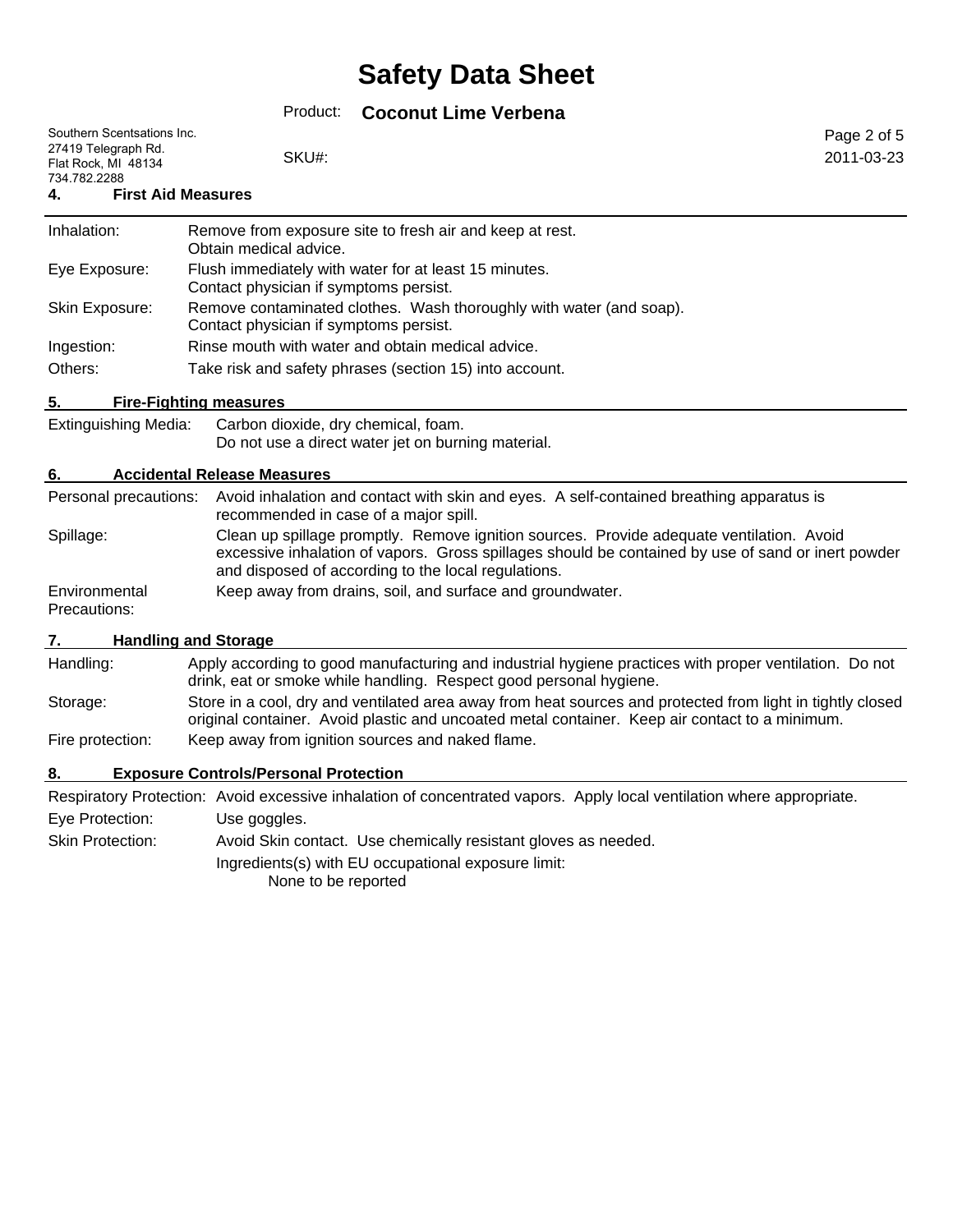## 4. First Aid Measures

| | |
|---|---|
| Inhalation: | Remove from exposure site to fresh air and keep at rest. Obtain medical advice. |
| Eye Exposure: | Flush immediately with water for at least 15 minutes. Contact physician if symptoms persist. |
| Skin Exposure: | Remove contaminated clothes. Wash thoroughly with water (and soap). Contact physician if symptoms persist. |
| Ingestion: | Rinse mouth with water and obtain medical advice. |
| Others: | Take risk and safety phrases (section 15) into account. |

## 5. Fire-Fighting measures

| | |
|---|---|
| Extinguishing Media: | Carbon dioxide, dry chemical, foam. Do not use a direct water jet on burning material. |

## 6. Accidental Release Measures

| | |
|---|---|
| Personal precautions: | Avoid inhalation and contact with skin and eyes. A self-contained breathing apparatus is recommended in case of a major spill. |
| Spillage: | Clean up spillage promptly. Remove ignition sources. Provide adequate ventilation. Avoid excessive inhalation of vapors. Gross spillages should be contained by use of sand or inert powder and disposed of according to the local regulations. |
| Environmental Precautions: | Keep away from drains, soil, and surface and groundwater. |

## 7. Handling and Storage

| | |
|---|---|
| Handling: | Apply according to good manufacturing and industrial hygiene practices with proper ventilation. Do not drink, eat or smoke while handling. Respect good personal hygiene. |
| Storage: | Store in a cool, dry and ventilated area away from heat sources and protected from light in tightly closed original container. Avoid plastic and uncoated metal container. Keep air contact to a minimum. |
| Fire protection: | Keep away from ignition sources and naked flame. |

## 8. Exposure Controls/Personal Protection

| | |
|---|---|
| Respiratory Protection: | Avoid excessive inhalation of concentrated vapors. Apply local ventilation where appropriate. |
| Eye Protection: | Use goggles. |
| Skin Protection: | Avoid Skin contact. Use chemically resistant gloves as needed. |
| | Ingredients(s) with EU occupational exposure limit: None to be reported |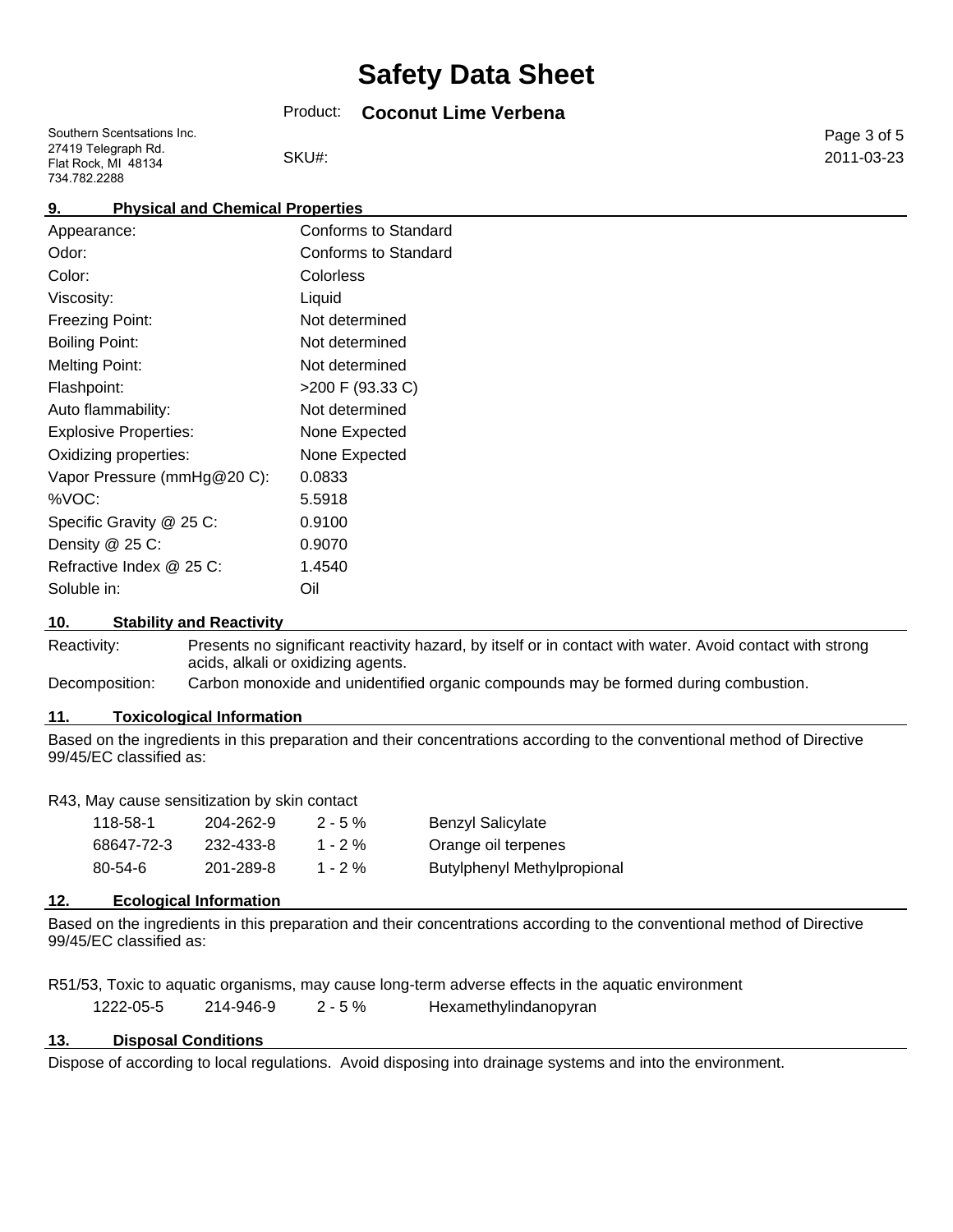# Safety Data Sheet

Product: **Coconut Lime Verbena**

Southern Scentsations Inc.
27419 Telegraph Rd.
Flat Rock, MI 48134
734.782.2288

SKU#:

2011-03-23

## 9. Physical and Chemical Properties

| | |
|---|---|
| Appearance: | Conforms to Standard |
| Odor: | Conforms to Standard |
| Color: | Colorless |
| Viscosity: | Liquid |
| Freezing Point: | Not determined |
| Boiling Point: | Not determined |
| Melting Point: | Not determined |
| Flashpoint: | >200 F (93.33 C) |
| Auto flammability: | Not determined |
| Explosive Properties: | None Expected |
| Oxidizing properties: | None Expected |
| Vapor Pressure (mmHg@20 C): | 0.0833 |
| %VOC: | 5.5918 |
| Specific Gravity @ 25 C: | 0.9100 |
| Density @ 25 C: | 0.9070 |
| Refractive Index @ 25 C: | 1.4540 |
| Soluble in: | Oil |

## 10. Stability and Reactivity

Reactivity: Presents no significant reactivity hazard, by itself or in contact with water. Avoid contact with strong acids, alkali or oxidizing agents.

Decomposition: Carbon monoxide and unidentified organic compounds may be formed during combustion.

## 11. Toxicological Information

Based on the ingredients in this preparation and their concentrations according to the conventional method of Directive 99/45/EC classified as:

R43, May cause sensitization by skin contact

| | | | |
|---|---|---|---|
| 118-58-1 | 204-262-9 | 2 - 5 % | Benzyl Salicylate |
| 68647-72-3 | 232-433-8 | 1 - 2 % | Orange oil terpenes |
| 80-54-6 | 201-289-8 | 1 - 2 % | Butylphenyl Methylpropional |

## 12. Ecological Information

Based on the ingredients in this preparation and their concentrations according to the conventional method of Directive 99/45/EC classified as:

R51/53, Toxic to aquatic organisms, may cause long-term adverse effects in the aquatic environment

| | | | |
|---|---|---|---|
| 1222-05-5 | 214-946-9 | 2 - 5 % | Hexamethylindanopyran |

## 13. Disposal Conditions

Dispose of according to local regulations. Avoid disposing into drainage systems and into the environment.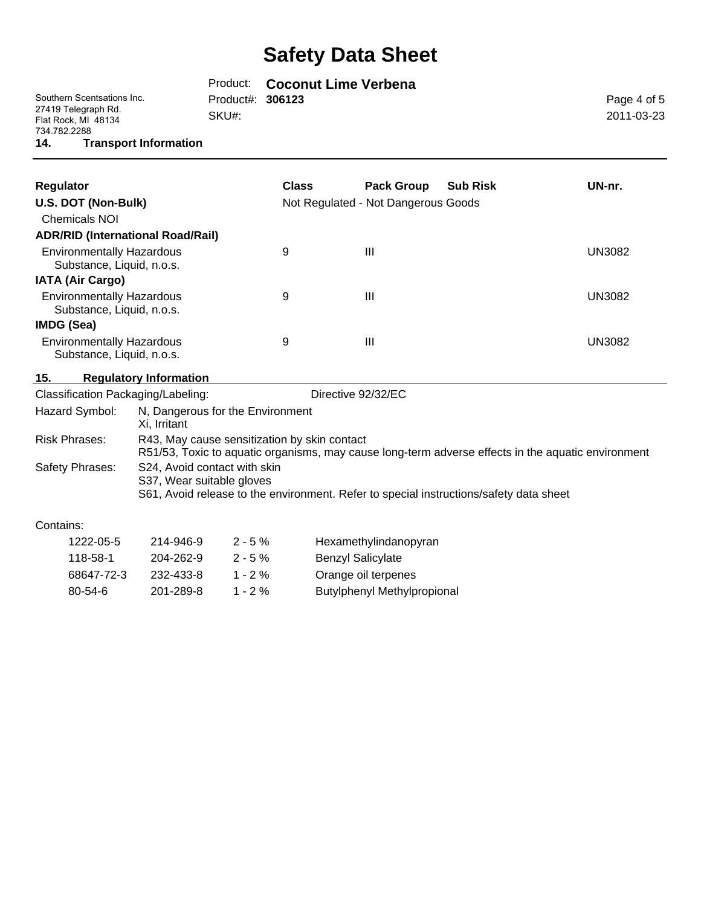## 14. Transport Information

| Regulator | Class | Pack Group | Sub Risk | UN-nr. |
|---|---|---|---|---|
| **U.S. DOT (Non-Bulk)** | Not Regulated - Not Dangerous Goods | | | |
| Chemicals NOI | | | | |
| **ADR/RID (International Road/Rail)** | | | | |
| Environmentally Hazardous Substance, Liquid, n.o.s. | 9 | III | | UN3082 |
| **IATA (Air Cargo)** | | | | |
| Environmentally Hazardous Substance, Liquid, n.o.s. | 9 | III | | UN3082 |
| **IMDG (Sea)** | | | | |
| Environmentally Hazardous Substance, Liquid, n.o.s. | 9 | III | | UN3082 |

## 15. Regulatory Information

Classification Packaging/Labeling: Directive 92/32/EC

Hazard Symbol: N, Dangerous for the Environment
Xi, Irritant

Risk Phrases: R43, May cause sensitization by skin contact
R51/53, Toxic to aquatic organisms, may cause long-term adverse effects in the aquatic environment

Safety Phrases: S24, Avoid contact with skin
S37, Wear suitable gloves
S61, Avoid release to the environment. Refer to special instructions/safety data sheet

Contains:

| CAS | EC | % | Name |
|---|---|---|---|
| 1222-05-5 | 214-946-9 | 2 - 5 % | Hexamethylindanopyran |
| 118-58-1 | 204-262-9 | 2 - 5 % | Benzyl Salicylate |
| 68647-72-3 | 232-433-8 | 1 - 2 % | Orange oil terpenes |
| 80-54-6 | 201-289-8 | 1 - 2 % | Butylphenyl Methylpropional |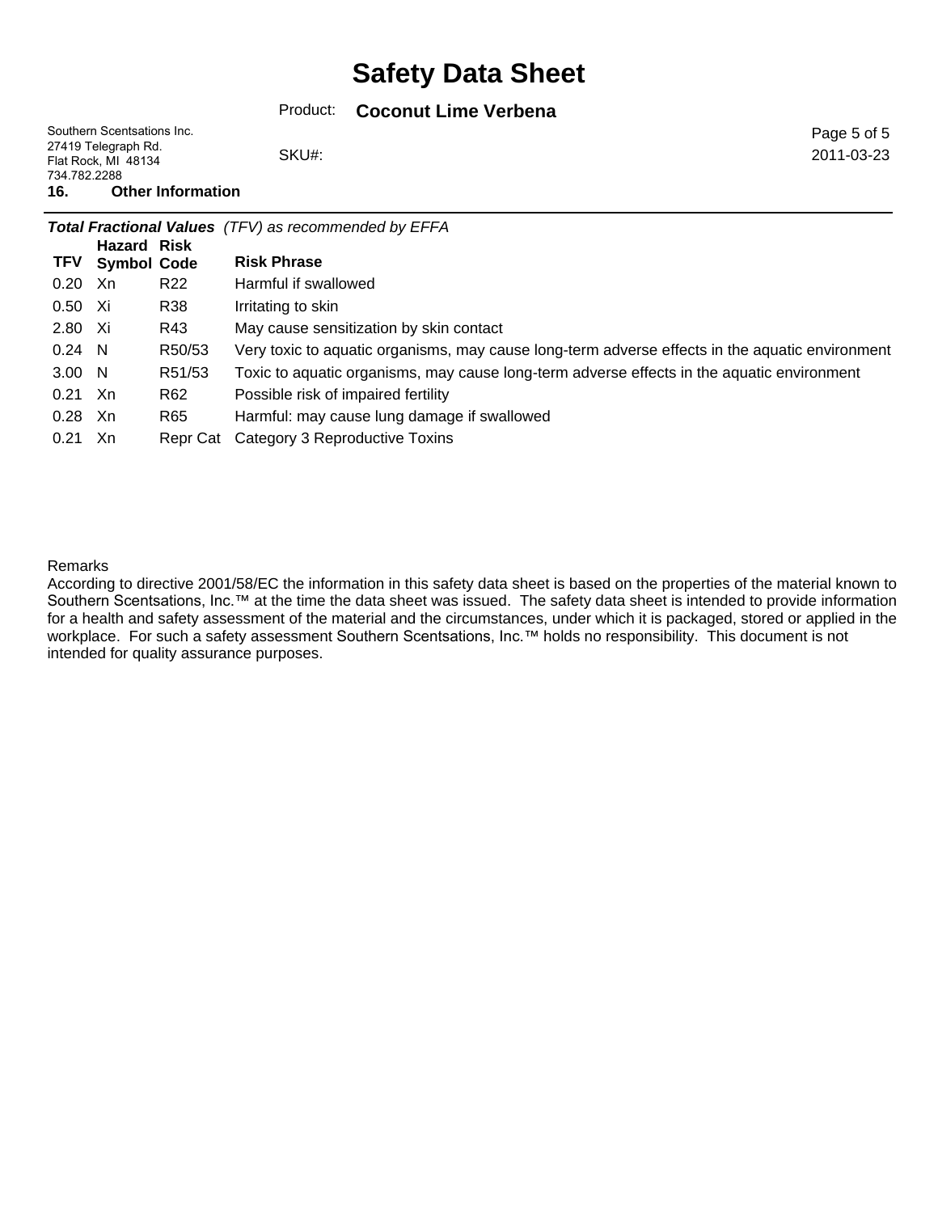# Safety Data Sheet

Product: **Coconut Lime Verbena**

Southern Scentsations Inc.
27419 Telegraph Rd.
Flat Rock, MI 48134
734.782.2288

SKU#:

2011-03-23

## 16. Other Information

***Total Fractional Values*** *(TFV) as recommended by EFFA*

| TFV | Hazard Symbol | Risk Code | Risk Phrase |
|---|---|---|---|
| 0.20 | Xn | R22 | Harmful if swallowed |
| 0.50 | Xi | R38 | Irritating to skin |
| 2.80 | Xi | R43 | May cause sensitization by skin contact |
| 0.24 | N | R50/53 | Very toxic to aquatic organisms, may cause long-term adverse effects in the aquatic environment |
| 3.00 | N | R51/53 | Toxic to aquatic organisms, may cause long-term adverse effects in the aquatic environment |
| 0.21 | Xn | R62 | Possible risk of impaired fertility |
| 0.28 | Xn | R65 | Harmful: may cause lung damage if swallowed |
| 0.21 | Xn | Repr Cat | Category 3 Reproductive Toxins |

Remarks

According to directive 2001/58/EC the information in this safety data sheet is based on the properties of the material known to Southern Scentsations, Inc.™ at the time the data sheet was issued. The safety data sheet is intended to provide information for a health and safety assessment of the material and the circumstances, under which it is packaged, stored or applied in the workplace. For such a safety assessment Southern Scentsations, Inc.™ holds no responsibility. This document is not intended for quality assurance purposes.